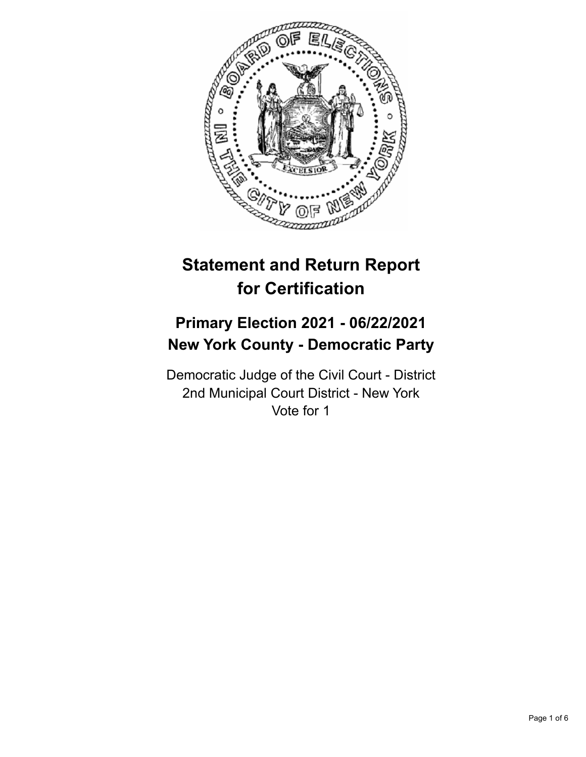# Statement and Return Report for Certification

## Primary Election 2021 - 06/22/2021
## New York County - Democratic Party

Democratic Judge of the Civil Court - District
2nd Municipal Court District - New York
Vote for 1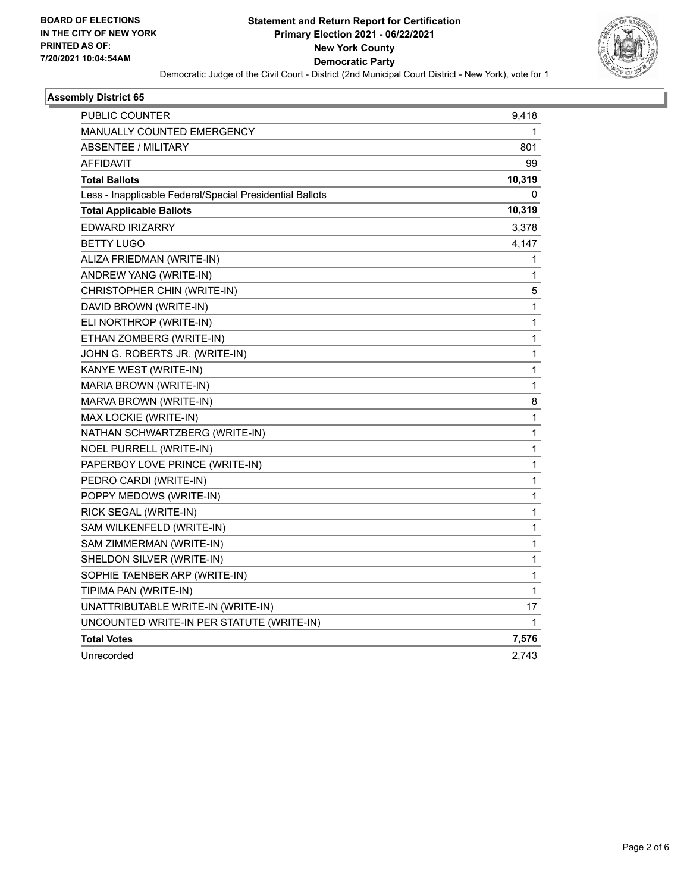**BOARD OF ELECTIONS IN THE CITY OF NEW YORK PRINTED AS OF: 7/20/2021 10:04:54AM**

# Statement and Return Report for Certification
## Primary Election 2021 - 06/22/2021
## New York County
## Democratic Party

Democratic Judge of the Civil Court - District (2nd Municipal Court District - New York), vote for 1

### Assembly District 65

| | |
|---|---|
| PUBLIC COUNTER | 9,418 |
| MANUALLY COUNTED EMERGENCY | 1 |
| ABSENTEE / MILITARY | 801 |
| AFFIDAVIT | 99 |
| **Total Ballots** | **10,319** |
| Less - Inapplicable Federal/Special Presidential Ballots | 0 |
| **Total Applicable Ballots** | **10,319** |
| EDWARD IRIZARRY | 3,378 |
| BETTY LUGO | 4,147 |
| ALIZA FRIEDMAN (WRITE-IN) | 1 |
| ANDREW YANG (WRITE-IN) | 1 |
| CHRISTOPHER CHIN (WRITE-IN) | 5 |
| DAVID BROWN (WRITE-IN) | 1 |
| ELI NORTHROP (WRITE-IN) | 1 |
| ETHAN ZOMBERG (WRITE-IN) | 1 |
| JOHN G. ROBERTS JR. (WRITE-IN) | 1 |
| KANYE WEST (WRITE-IN) | 1 |
| MARIA BROWN (WRITE-IN) | 1 |
| MARVA BROWN (WRITE-IN) | 8 |
| MAX LOCKIE (WRITE-IN) | 1 |
| NATHAN SCHWARTZBERG (WRITE-IN) | 1 |
| NOEL PURRELL (WRITE-IN) | 1 |
| PAPERBOY LOVE PRINCE (WRITE-IN) | 1 |
| PEDRO CARDI (WRITE-IN) | 1 |
| POPPY MEDOWS (WRITE-IN) | 1 |
| RICK SEGAL (WRITE-IN) | 1 |
| SAM WILKENFELD (WRITE-IN) | 1 |
| SAM ZIMMERMAN (WRITE-IN) | 1 |
| SHELDON SILVER (WRITE-IN) | 1 |
| SOPHIE TAENBER ARP (WRITE-IN) | 1 |
| TIPIMA PAN (WRITE-IN) | 1 |
| UNATTRIBUTABLE WRITE-IN (WRITE-IN) | 17 |
| UNCOUNTED WRITE-IN PER STATUTE (WRITE-IN) | 1 |
| **Total Votes** | **7,576** |
| Unrecorded | 2,743 |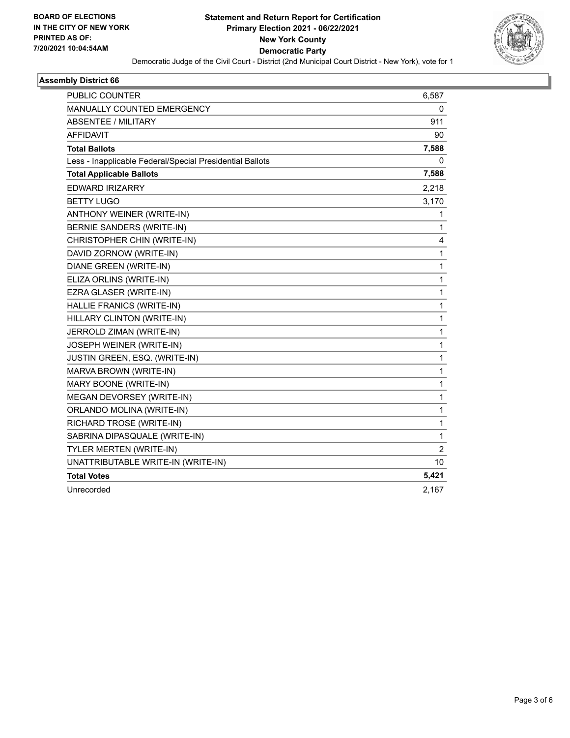**BOARD OF ELECTIONS IN THE CITY OF NEW YORK PRINTED AS OF: 7/20/2021 10:04:54AM**

# Statement and Return Report for Certification
## Primary Election 2021 - 06/22/2021
## New York County
## Democratic Party

Democratic Judge of the Civil Court - District (2nd Municipal Court District - New York), vote for 1

### Assembly District 66

| | |
|---|---|
| PUBLIC COUNTER | 6,587 |
| MANUALLY COUNTED EMERGENCY | 0 |
| ABSENTEE / MILITARY | 911 |
| AFFIDAVIT | 90 |
| **Total Ballots** | **7,588** |
| Less - Inapplicable Federal/Special Presidential Ballots | 0 |
| **Total Applicable Ballots** | **7,588** |
| EDWARD IRIZARRY | 2,218 |
| BETTY LUGO | 3,170 |
| ANTHONY WEINER (WRITE-IN) | 1 |
| BERNIE SANDERS (WRITE-IN) | 1 |
| CHRISTOPHER CHIN (WRITE-IN) | 4 |
| DAVID ZORNOW (WRITE-IN) | 1 |
| DIANE GREEN (WRITE-IN) | 1 |
| ELIZA ORLINS (WRITE-IN) | 1 |
| EZRA GLASER (WRITE-IN) | 1 |
| HALLIE FRANICS (WRITE-IN) | 1 |
| HILLARY CLINTON (WRITE-IN) | 1 |
| JERROLD ZIMAN (WRITE-IN) | 1 |
| JOSEPH WEINER (WRITE-IN) | 1 |
| JUSTIN GREEN, ESQ. (WRITE-IN) | 1 |
| MARVA BROWN (WRITE-IN) | 1 |
| MARY BOONE (WRITE-IN) | 1 |
| MEGAN DEVORSEY (WRITE-IN) | 1 |
| ORLANDO MOLINA (WRITE-IN) | 1 |
| RICHARD TROSE (WRITE-IN) | 1 |
| SABRINA DIPASQUALE (WRITE-IN) | 1 |
| TYLER MERTEN (WRITE-IN) | 2 |
| UNATTRIBUTABLE WRITE-IN (WRITE-IN) | 10 |
| **Total Votes** | **5,421** |
| Unrecorded | 2,167 |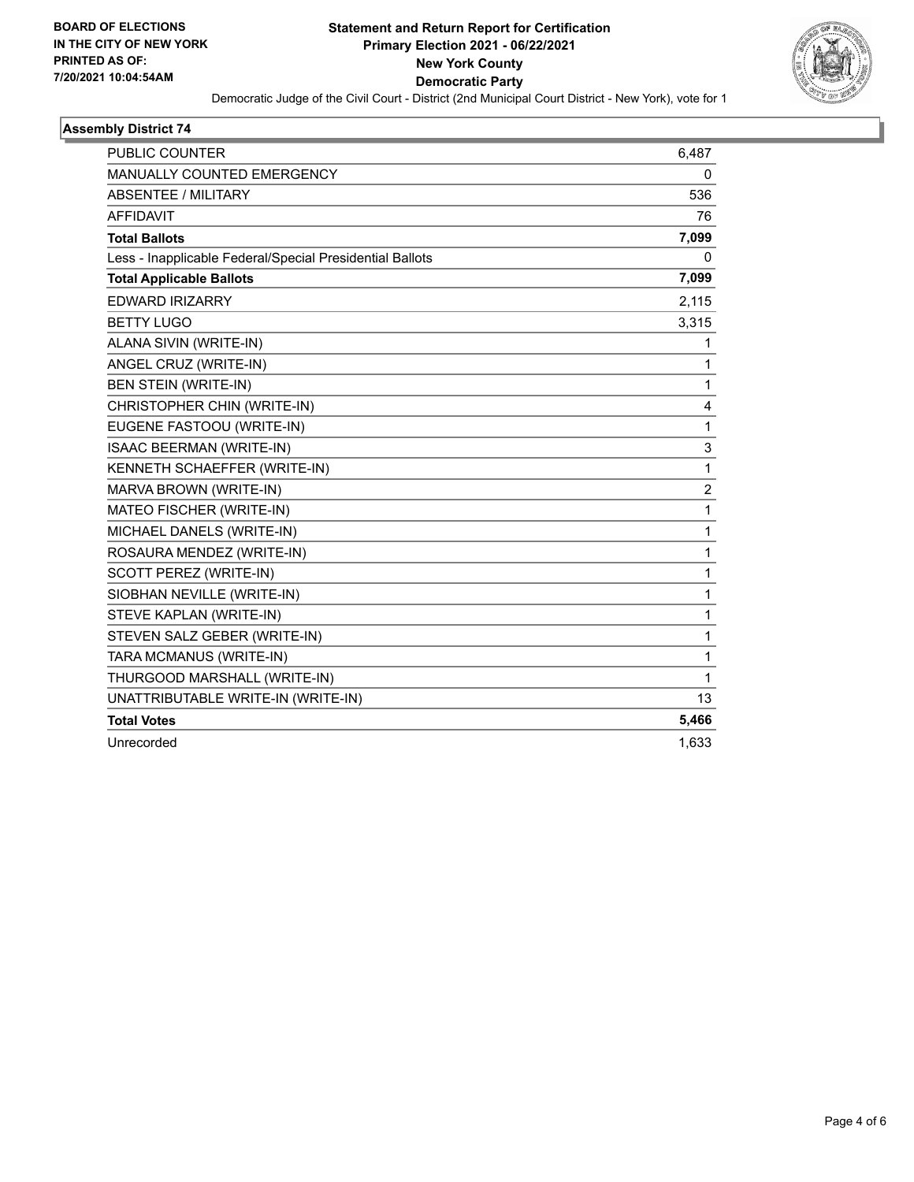**BOARD OF ELECTIONS IN THE CITY OF NEW YORK PRINTED AS OF: 7/20/2021 10:04:54AM**

# Statement and Return Report for Certification
## Primary Election 2021 - 06/22/2021
## New York County
## Democratic Party

Democratic Judge of the Civil Court - District (2nd Municipal Court District - New York), vote for 1

### Assembly District 74

| | |
|---|---|
| PUBLIC COUNTER | 6,487 |
| MANUALLY COUNTED EMERGENCY | 0 |
| ABSENTEE / MILITARY | 536 |
| AFFIDAVIT | 76 |
| **Total Ballots** | **7,099** |
| Less - Inapplicable Federal/Special Presidential Ballots | 0 |
| **Total Applicable Ballots** | **7,099** |
| EDWARD IRIZARRY | 2,115 |
| BETTY LUGO | 3,315 |
| ALANA SIVIN (WRITE-IN) | 1 |
| ANGEL CRUZ (WRITE-IN) | 1 |
| BEN STEIN (WRITE-IN) | 1 |
| CHRISTOPHER CHIN (WRITE-IN) | 4 |
| EUGENE FASTOOU (WRITE-IN) | 1 |
| ISAAC BEERMAN (WRITE-IN) | 3 |
| KENNETH SCHAEFFER (WRITE-IN) | 1 |
| MARVA BROWN (WRITE-IN) | 2 |
| MATEO FISCHER (WRITE-IN) | 1 |
| MICHAEL DANELS (WRITE-IN) | 1 |
| ROSAURA MENDEZ (WRITE-IN) | 1 |
| SCOTT PEREZ (WRITE-IN) | 1 |
| SIOBHAN NEVILLE (WRITE-IN) | 1 |
| STEVE KAPLAN (WRITE-IN) | 1 |
| STEVEN SALZ GEBER (WRITE-IN) | 1 |
| TARA MCMANUS (WRITE-IN) | 1 |
| THURGOOD MARSHALL (WRITE-IN) | 1 |
| UNATTRIBUTABLE WRITE-IN (WRITE-IN) | 13 |
| **Total Votes** | **5,466** |
| Unrecorded | 1,633 |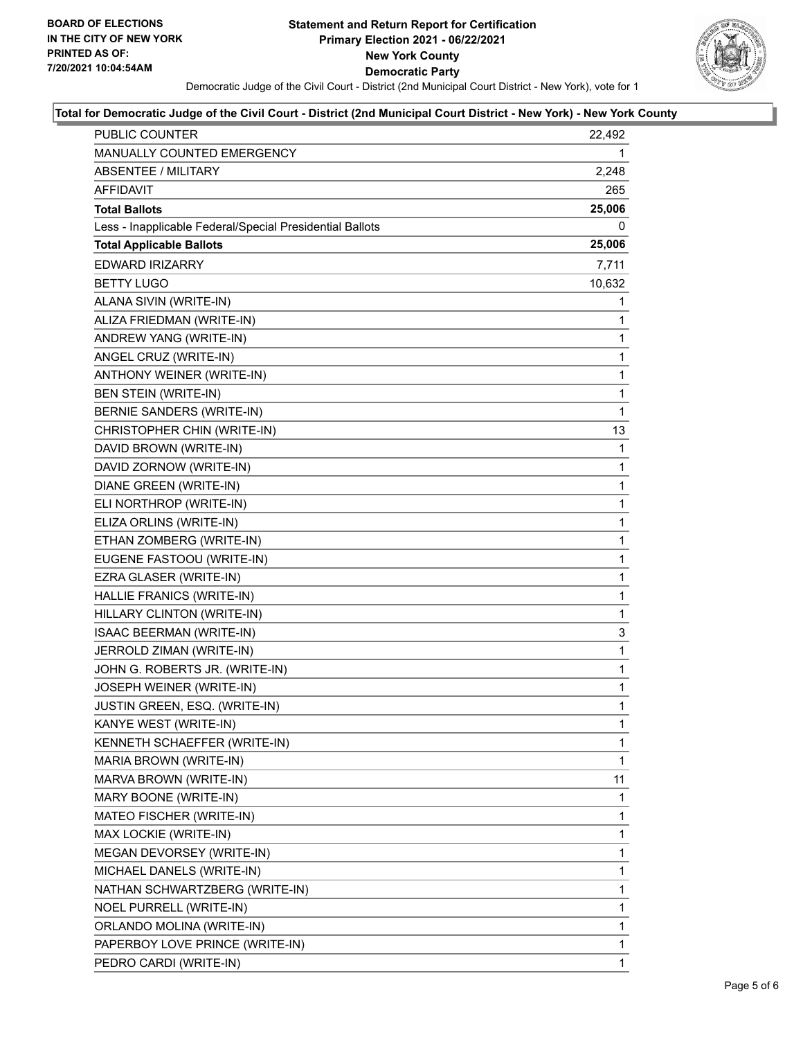**BOARD OF ELECTIONS IN THE CITY OF NEW YORK PRINTED AS OF: 7/20/2021 10:04:54AM**

# Statement and Return Report for Certification
## Primary Election 2021 - 06/22/2021
## New York County
## Democratic Party

Democratic Judge of the Civil Court - District (2nd Municipal Court District - New York), vote for 1

### Total for Democratic Judge of the Civil Court - District (2nd Municipal Court District - New York) - New York County

| | |
|---|---|
| PUBLIC COUNTER | 22,492 |
| MANUALLY COUNTED EMERGENCY | 1 |
| ABSENTEE / MILITARY | 2,248 |
| AFFIDAVIT | 265 |
| **Total Ballots** | **25,006** |
| Less - Inapplicable Federal/Special Presidential Ballots | 0 |
| **Total Applicable Ballots** | **25,006** |
| EDWARD IRIZARRY | 7,711 |
| BETTY LUGO | 10,632 |
| ALANA SIVIN (WRITE-IN) | 1 |
| ALIZA FRIEDMAN (WRITE-IN) | 1 |
| ANDREW YANG (WRITE-IN) | 1 |
| ANGEL CRUZ (WRITE-IN) | 1 |
| ANTHONY WEINER (WRITE-IN) | 1 |
| BEN STEIN (WRITE-IN) | 1 |
| BERNIE SANDERS (WRITE-IN) | 1 |
| CHRISTOPHER CHIN (WRITE-IN) | 13 |
| DAVID BROWN (WRITE-IN) | 1 |
| DAVID ZORNOW (WRITE-IN) | 1 |
| DIANE GREEN (WRITE-IN) | 1 |
| ELI NORTHROP (WRITE-IN) | 1 |
| ELIZA ORLINS (WRITE-IN) | 1 |
| ETHAN ZOMBERG (WRITE-IN) | 1 |
| EUGENE FASTOOU (WRITE-IN) | 1 |
| EZRA GLASER (WRITE-IN) | 1 |
| HALLIE FRANICS (WRITE-IN) | 1 |
| HILLARY CLINTON (WRITE-IN) | 1 |
| ISAAC BEERMAN (WRITE-IN) | 3 |
| JERROLD ZIMAN (WRITE-IN) | 1 |
| JOHN G. ROBERTS JR. (WRITE-IN) | 1 |
| JOSEPH WEINER (WRITE-IN) | 1 |
| JUSTIN GREEN, ESQ. (WRITE-IN) | 1 |
| KANYE WEST (WRITE-IN) | 1 |
| KENNETH SCHAEFFER (WRITE-IN) | 1 |
| MARIA BROWN (WRITE-IN) | 1 |
| MARVA BROWN (WRITE-IN) | 11 |
| MARY BOONE (WRITE-IN) | 1 |
| MATEO FISCHER (WRITE-IN) | 1 |
| MAX LOCKIE (WRITE-IN) | 1 |
| MEGAN DEVORSEY (WRITE-IN) | 1 |
| MICHAEL DANELS (WRITE-IN) | 1 |
| NATHAN SCHWARTZBERG (WRITE-IN) | 1 |
| NOEL PURRELL (WRITE-IN) | 1 |
| ORLANDO MOLINA (WRITE-IN) | 1 |
| PAPERBOY LOVE PRINCE (WRITE-IN) | 1 |
| PEDRO CARDI (WRITE-IN) | 1 |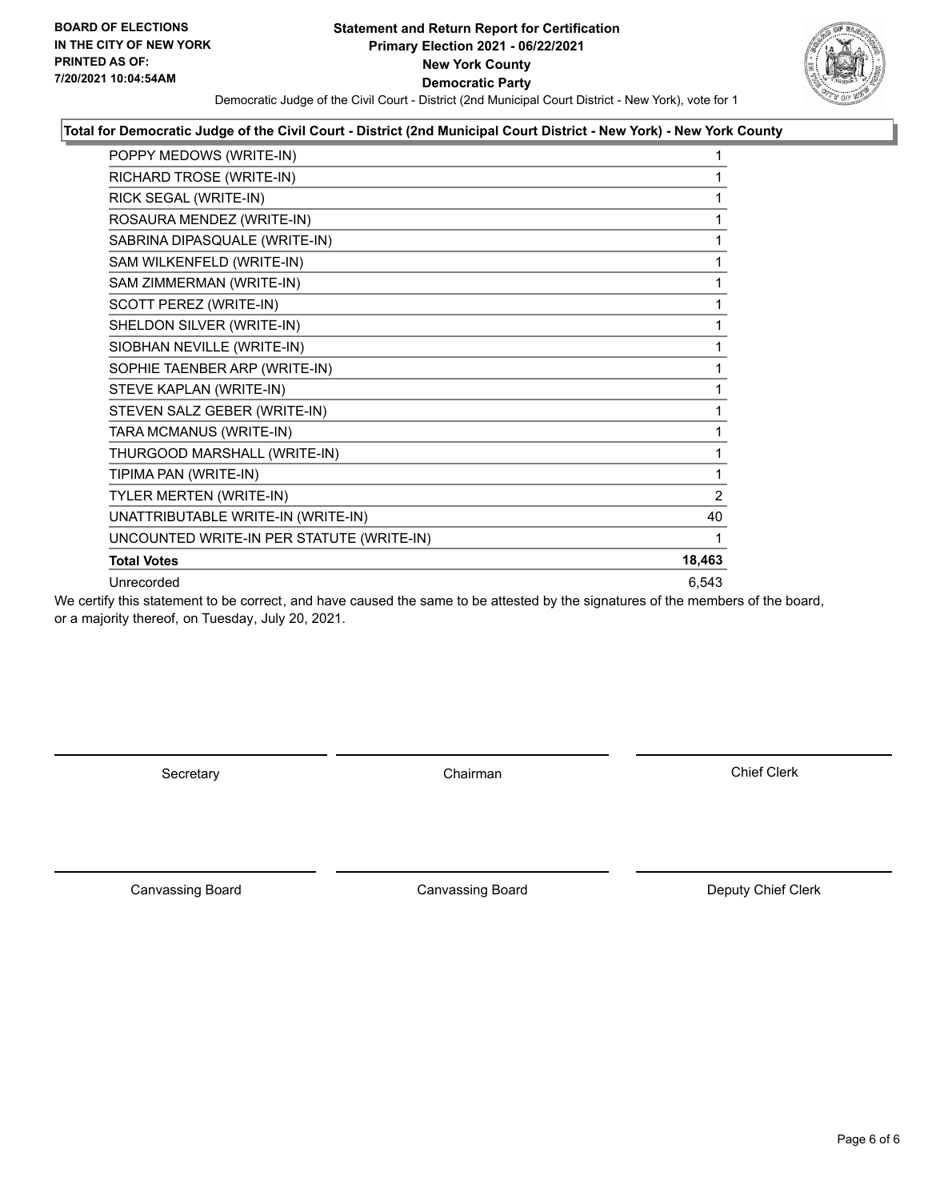**BOARD OF ELECTIONS IN THE CITY OF NEW YORK PRINTED AS OF: 7/20/2021 10:04:54AM**

**Statement and Return Report for Certification Primary Election 2021 - 06/22/2021 New York County Democratic Party**

Democratic Judge of the Civil Court - District (2nd Municipal Court District - New York), vote for 1

**Total for Democratic Judge of the Civil Court - District (2nd Municipal Court District - New York) - New York County**

| | |
|---|---|
| POPPY MEDOWS (WRITE-IN) | 1 |
| RICHARD TROSE (WRITE-IN) | 1 |
| RICK SEGAL (WRITE-IN) | 1 |
| ROSAURA MENDEZ (WRITE-IN) | 1 |
| SABRINA DIPASQUALE (WRITE-IN) | 1 |
| SAM WILKENFELD (WRITE-IN) | 1 |
| SAM ZIMMERMAN (WRITE-IN) | 1 |
| SCOTT PEREZ (WRITE-IN) | 1 |
| SHELDON SILVER (WRITE-IN) | 1 |
| SIOBHAN NEVILLE (WRITE-IN) | 1 |
| SOPHIE TAENBER ARP (WRITE-IN) | 1 |
| STEVE KAPLAN (WRITE-IN) | 1 |
| STEVEN SALZ GEBER (WRITE-IN) | 1 |
| TARA MCMANUS (WRITE-IN) | 1 |
| THURGOOD MARSHALL (WRITE-IN) | 1 |
| TIPIMA PAN (WRITE-IN) | 1 |
| TYLER MERTEN (WRITE-IN) | 2 |
| UNATTRIBUTABLE WRITE-IN (WRITE-IN) | 40 |
| UNCOUNTED WRITE-IN PER STATUTE (WRITE-IN) | 1 |
| **Total Votes** | **18,463** |
| Unrecorded | 6,543 |

We certify this statement to be correct, and have caused the same to be attested by the signatures of the members of the board, or a majority thereof, on Tuesday, July 20, 2021.

Secretary

Chairman

Chief Clerk

Canvassing Board

Canvassing Board

Deputy Chief Clerk